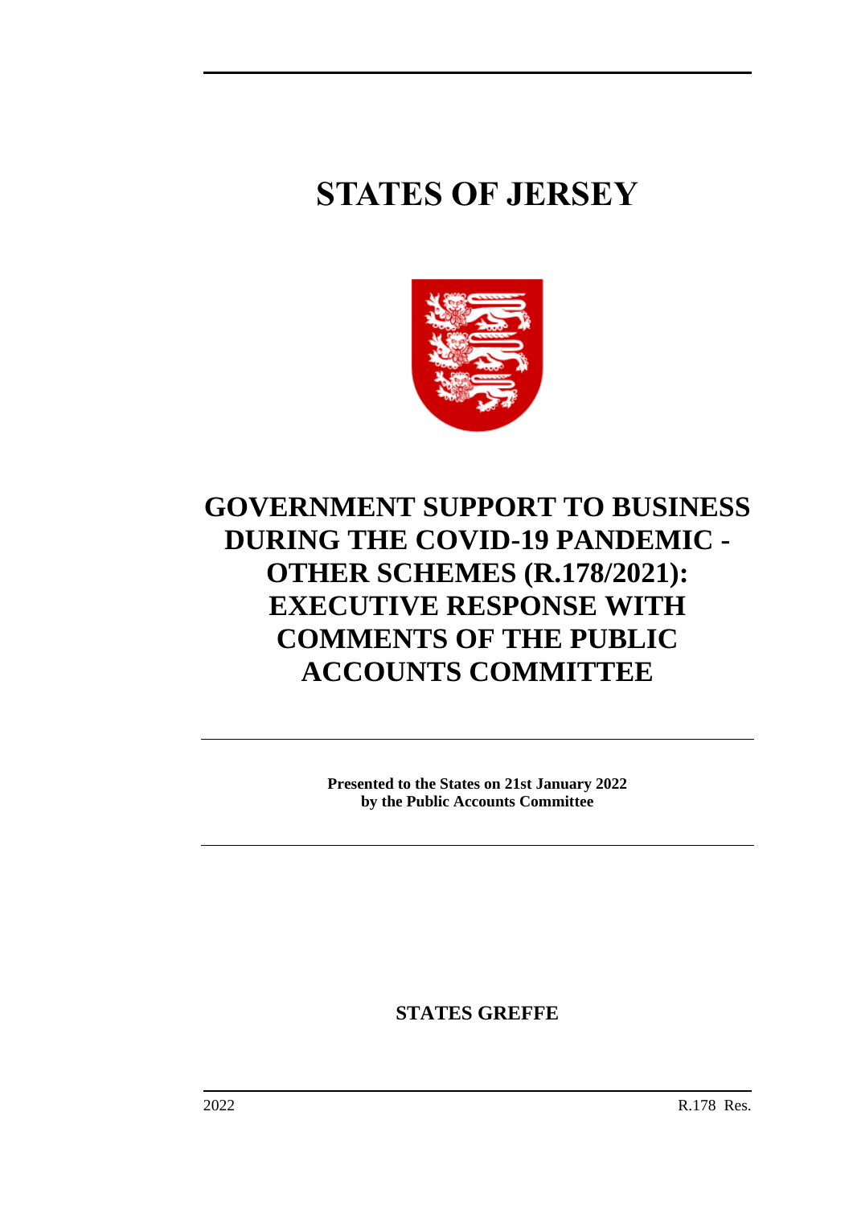# STATES OF JERSEY

# GOVERNMENT SUPPORT TO BUSINESS DURING THE COVID-19 PANDEMIC - OTHER SCHEMES (R.178/2021): EXECUTIVE RESPONSE WITH COMMENTS OF THE PUBLIC ACCOUNTS COMMITTEE

**Presented to the States on 21st January 2022**
**by the Public Accounts Committee**

**STATES GREFFE**

2022 R.178 Res.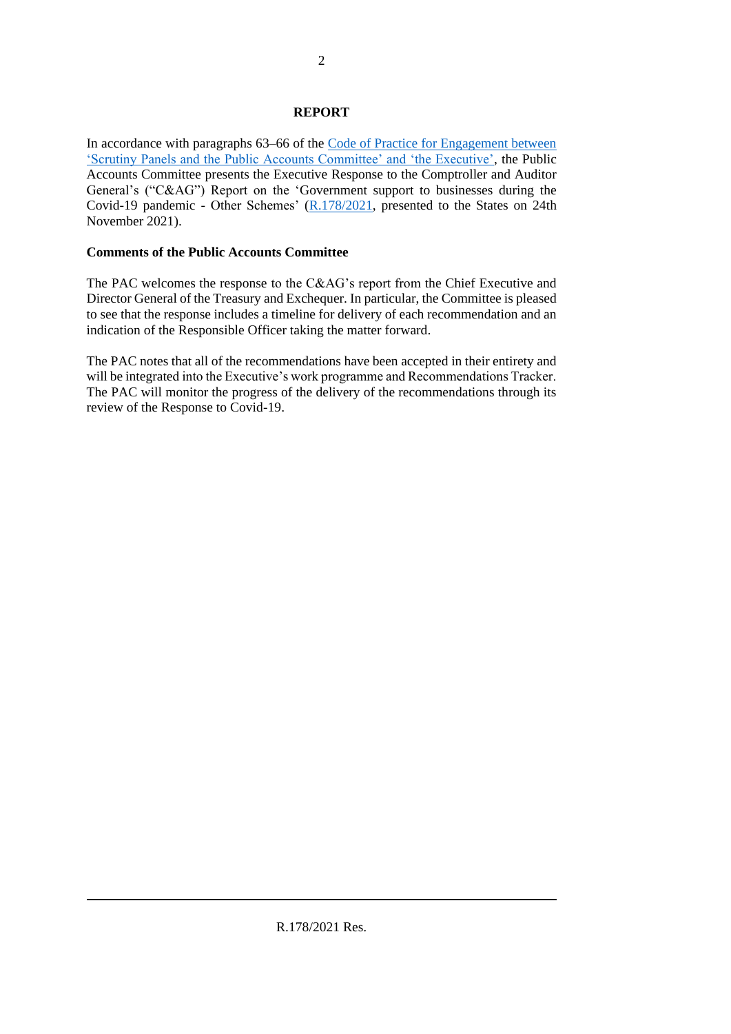**REPORT**

In accordance with paragraphs 63–66 of the Code of Practice for Engagement between 'Scrutiny Panels and the Public Accounts Committee' and 'the Executive', the Public Accounts Committee presents the Executive Response to the Comptroller and Auditor General's ("C&AG") Report on the 'Government support to businesses during the Covid-19 pandemic - Other Schemes' (R.178/2021, presented to the States on 24th November 2021).

**Comments of the Public Accounts Committee**

The PAC welcomes the response to the C&AG's report from the Chief Executive and Director General of the Treasury and Exchequer. In particular, the Committee is pleased to see that the response includes a timeline for delivery of each recommendation and an indication of the Responsible Officer taking the matter forward.

The PAC notes that all of the recommendations have been accepted in their entirety and will be integrated into the Executive's work programme and Recommendations Tracker. The PAC will monitor the progress of the delivery of the recommendations through its review of the Response to Covid-19.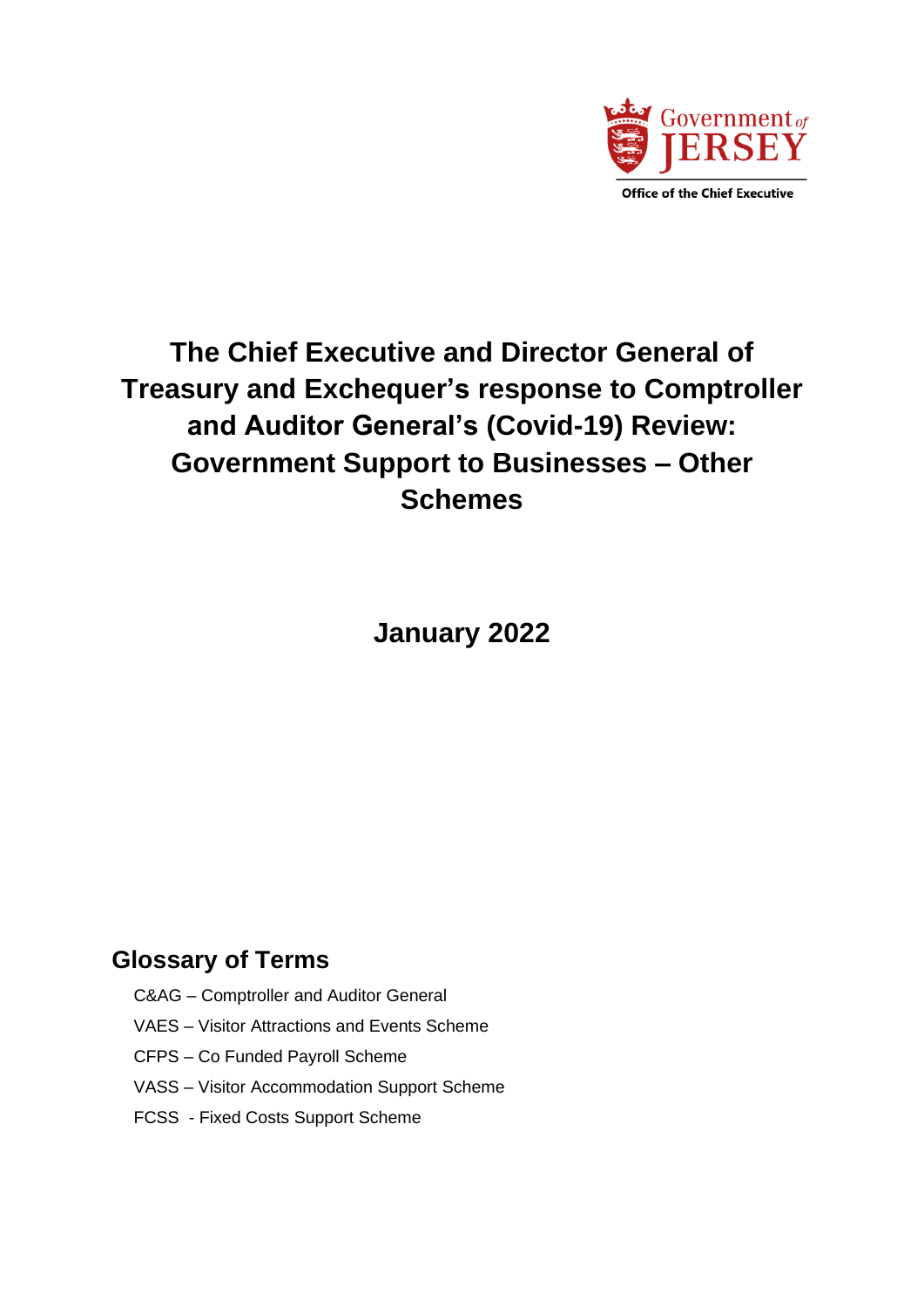Government of JERSEY

Office of the Chief Executive

# The Chief Executive and Director General of Treasury and Exchequer's response to Comptroller and Auditor General's (Covid-19) Review: Government Support to Businesses – Other Schemes

## January 2022

## Glossary of Terms

C&AG – Comptroller and Auditor General

VAES – Visitor Attractions and Events Scheme

CFPS – Co Funded Payroll Scheme

VASS – Visitor Accommodation Support Scheme

FCSS - Fixed Costs Support Scheme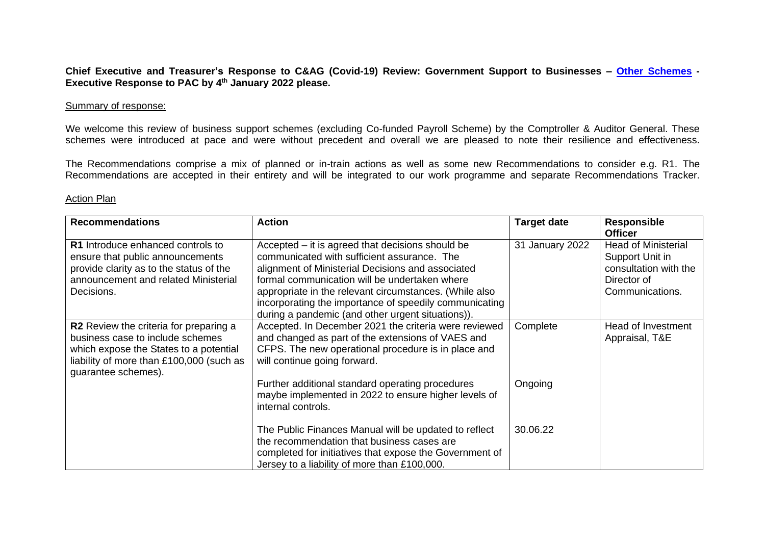**Chief Executive and Treasurer's Response to C&AG (Covid-19) Review: Government Support to Businesses – Other Schemes - Executive Response to PAC by 4th January 2022 please.**

Summary of response:

We welcome this review of business support schemes (excluding Co-funded Payroll Scheme) by the Comptroller & Auditor General. These schemes were introduced at pace and were without precedent and overall we are pleased to note their resilience and effectiveness.

The Recommendations comprise a mix of planned or in-train actions as well as some new Recommendations to consider e.g. R1. The Recommendations are accepted in their entirety and will be integrated to our work programme and separate Recommendations Tracker.

Action Plan

| Recommendations | Action | Target date | Responsible Officer |
|---|---|---|---|
| **R1** Introduce enhanced controls to ensure that public announcements provide clarity as to the status of the announcement and related Ministerial Decisions. | Accepted – it is agreed that decisions should be communicated with sufficient assurance. The alignment of Ministerial Decisions and associated formal communication will be undertaken where appropriate in the relevant circumstances. (While also incorporating the importance of speedily communicating during a pandemic (and other urgent situations)). | 31 January 2022 | Head of Ministerial Support Unit in consultation with the Director of Communications. |
| **R2** Review the criteria for preparing a business case to include schemes which expose the States to a potential liability of more than £100,000 (such as guarantee schemes). | Accepted. In December 2021 the criteria were reviewed and changed as part of the extensions of VAES and CFPS. The new operational procedure is in place and will continue going forward. | Complete | Head of Investment Appraisal, T&E |
| | Further additional standard operating procedures maybe implemented in 2022 to ensure higher levels of internal controls. | Ongoing | |
| | The Public Finances Manual will be updated to reflect the recommendation that business cases are completed for initiatives that expose the Government of Jersey to a liability of more than £100,000. | 30.06.22 | |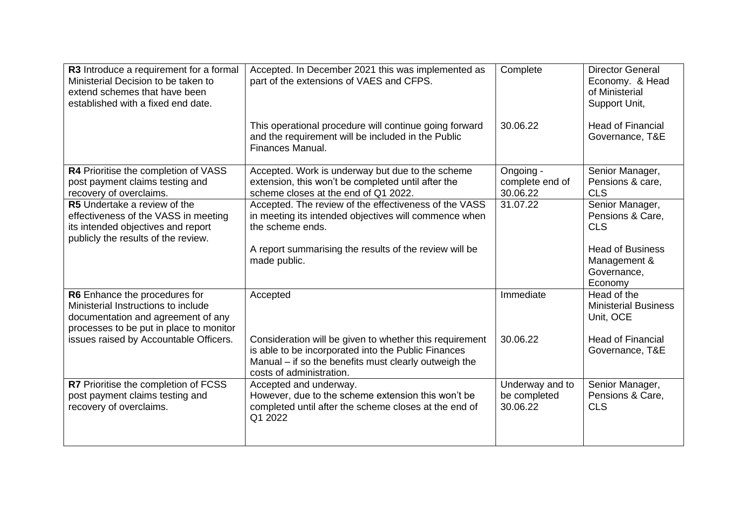| **R3** Introduce a requirement for a formal Ministerial Decision to be taken to extend schemes that have been established with a fixed end date. | Accepted. In December 2021 this was implemented as part of the extensions of VAES and CFPS.<br><br>This operational procedure will continue going forward and the requirement will be included in the Public Finances Manual. | Complete<br><br>30.06.22 | Director General Economy. & Head of Ministerial Support Unit,<br><br>Head of Financial Governance, T&E |
|---|---|---|---|
| **R4** Prioritise the completion of VASS post payment claims testing and recovery of overclaims. | Accepted. Work is underway but due to the scheme extension, this won't be completed until after the scheme closes at the end of Q1 2022. | Ongoing - complete end of 30.06.22 | Senior Manager, Pensions & care, CLS |
| **R5** Undertake a review of the effectiveness of the VASS in meeting its intended objectives and report publicly the results of the review. | Accepted. The review of the effectiveness of the VASS in meeting its intended objectives will commence when the scheme ends.<br><br>A report summarising the results of the review will be made public. | 31.07.22 | Senior Manager, Pensions & Care, CLS<br><br>Head of Business Management & Governance, Economy |
| **R6** Enhance the procedures for Ministerial Instructions to include documentation and agreement of any processes to be put in place to monitor issues raised by Accountable Officers. | Accepted<br><br>Consideration will be given to whether this requirement is able to be incorporated into the Public Finances Manual – if so the benefits must clearly outweigh the costs of administration. | Immediate<br><br>30.06.22 | Head of the Ministerial Business Unit, OCE<br><br>Head of Financial Governance, T&E |
| **R7** Prioritise the completion of FCSS post payment claims testing and recovery of overclaims. | Accepted and underway.<br>However, due to the scheme extension this won't be completed until after the scheme closes at the end of Q1 2022 | Underway and to be completed 30.06.22 | Senior Manager, Pensions & Care, CLS |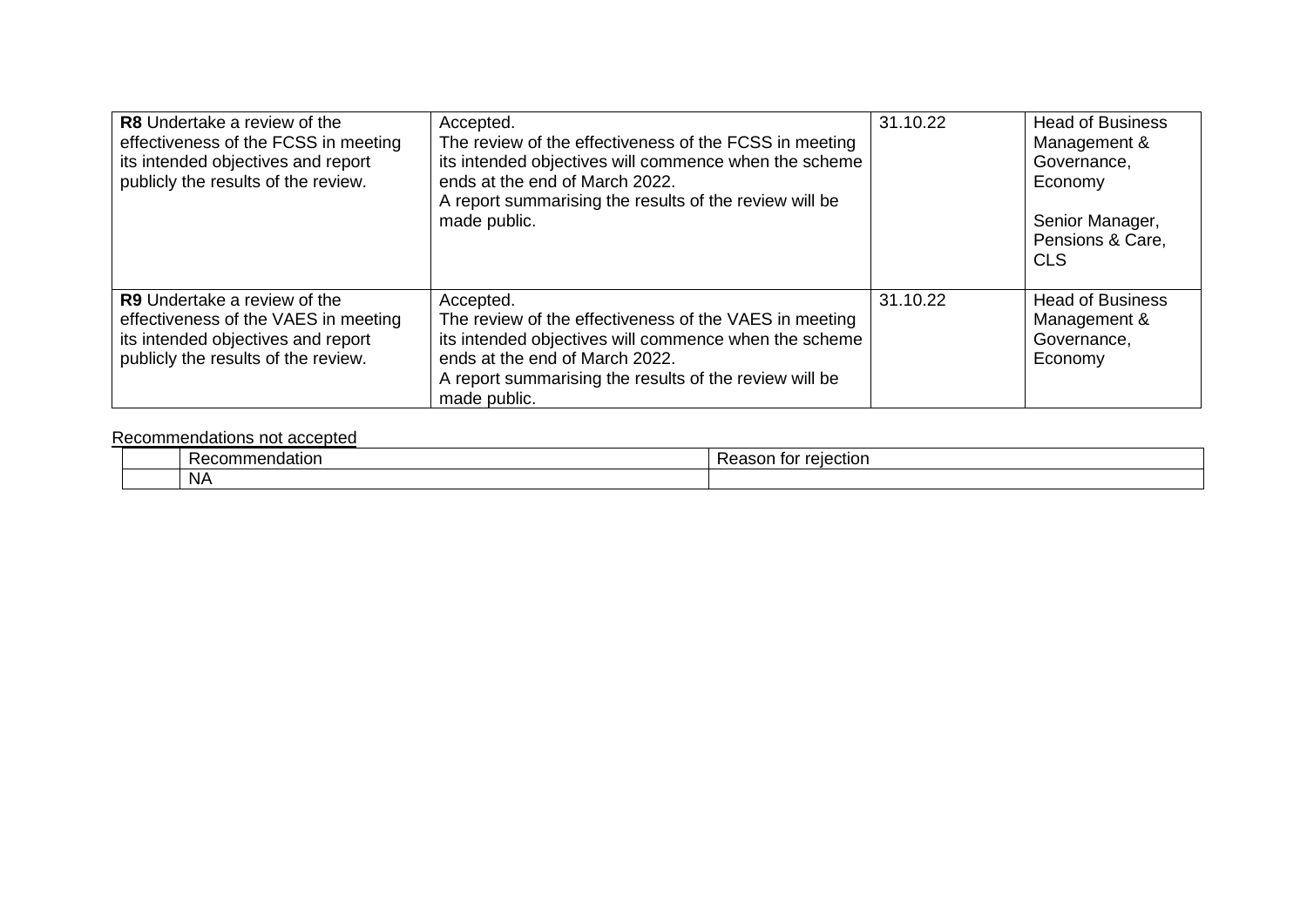| | | | |
|---|---|---|---|
| **R8** Undertake a review of the effectiveness of the FCSS in meeting its intended objectives and report publicly the results of the review. | Accepted.<br>The review of the effectiveness of the FCSS in meeting its intended objectives will commence when the scheme ends at the end of March 2022.<br>A report summarising the results of the review will be made public. | 31.10.22 | Head of Business Management & Governance, Economy<br><br>Senior Manager, Pensions & Care, CLS |
| **R9** Undertake a review of the effectiveness of the VAES in meeting its intended objectives and report publicly the results of the review. | Accepted.<br>The review of the effectiveness of the VAES in meeting its intended objectives will commence when the scheme ends at the end of March 2022.<br>A report summarising the results of the review will be made public. | 31.10.22 | Head of Business Management & Governance, Economy |

Recommendations not accepted

| | Recommendation | Reason for rejection |
|---|---|---|
| | NA | |